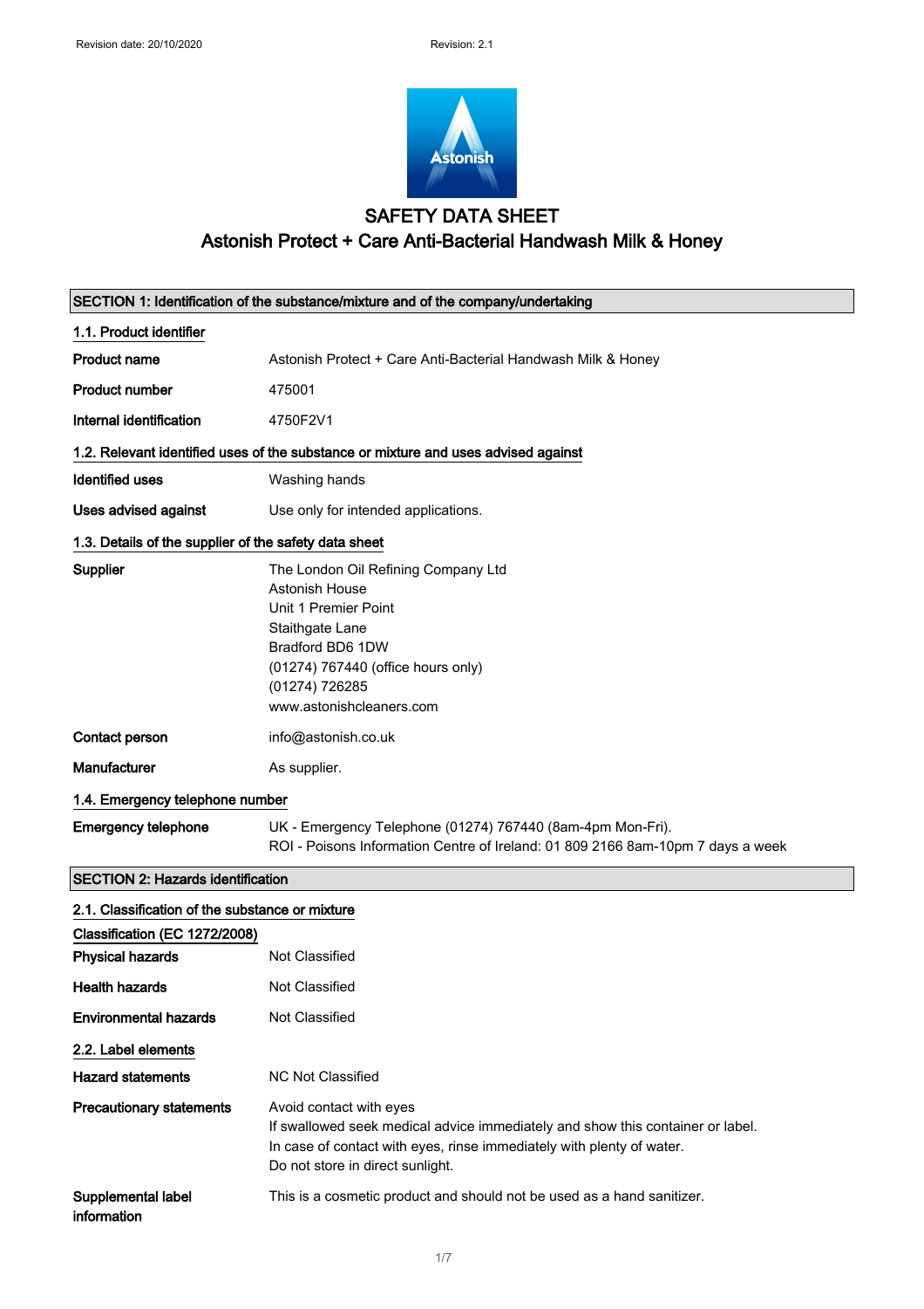Revision date: 20/10/2020 Revision: 2.1

# SAFETY DATA SHEET

## Astonish Protect + Care Anti-Bacterial Handwash Milk & Honey

### SECTION 1: Identification of the substance/mixture and of the company/undertaking

#### 1.1. Product identifier

| | |
|---|---|
| **Product name** | Astonish Protect + Care Anti-Bacterial Handwash Milk & Honey |
| **Product number** | 475001 |
| **Internal identification** | 4750F2V1 |

#### 1.2. Relevant identified uses of the substance or mixture and uses advised against

| | |
|---|---|
| **Identified uses** | Washing hands |
| **Uses advised against** | Use only for intended applications. |

#### 1.3. Details of the supplier of the safety data sheet

| | |
|---|---|
| **Supplier** | The London Oil Refining Company Ltd<br>Astonish House<br>Unit 1 Premier Point<br>Staithgate Lane<br>Bradford BD6 1DW<br>(01274) 767440 (office hours only)<br>(01274) 726285<br>www.astonishcleaners.com |
| **Contact person** | info@astonish.co.uk |
| **Manufacturer** | As supplier. |

#### 1.4. Emergency telephone number

| | |
|---|---|
| **Emergency telephone** | UK - Emergency Telephone (01274) 767440 (8am-4pm Mon-Fri).<br>ROI - Poisons Information Centre of Ireland: 01 809 2166 8am-10pm 7 days a week |

### SECTION 2: Hazards identification

#### 2.1. Classification of the substance or mixture

**Classification (EC 1272/2008)**

| | |
|---|---|
| **Physical hazards** | Not Classified |
| **Health hazards** | Not Classified |
| **Environmental hazards** | Not Classified |

#### 2.2. Label elements

| | |
|---|---|
| **Hazard statements** | NC Not Classified |
| **Precautionary statements** | Avoid contact with eyes<br>If swallowed seek medical advice immediately and show this container or label.<br>In case of contact with eyes, rinse immediately with plenty of water.<br>Do not store in direct sunlight. |
| **Supplemental label information** | This is a cosmetic product and should not be used as a hand sanitizer. |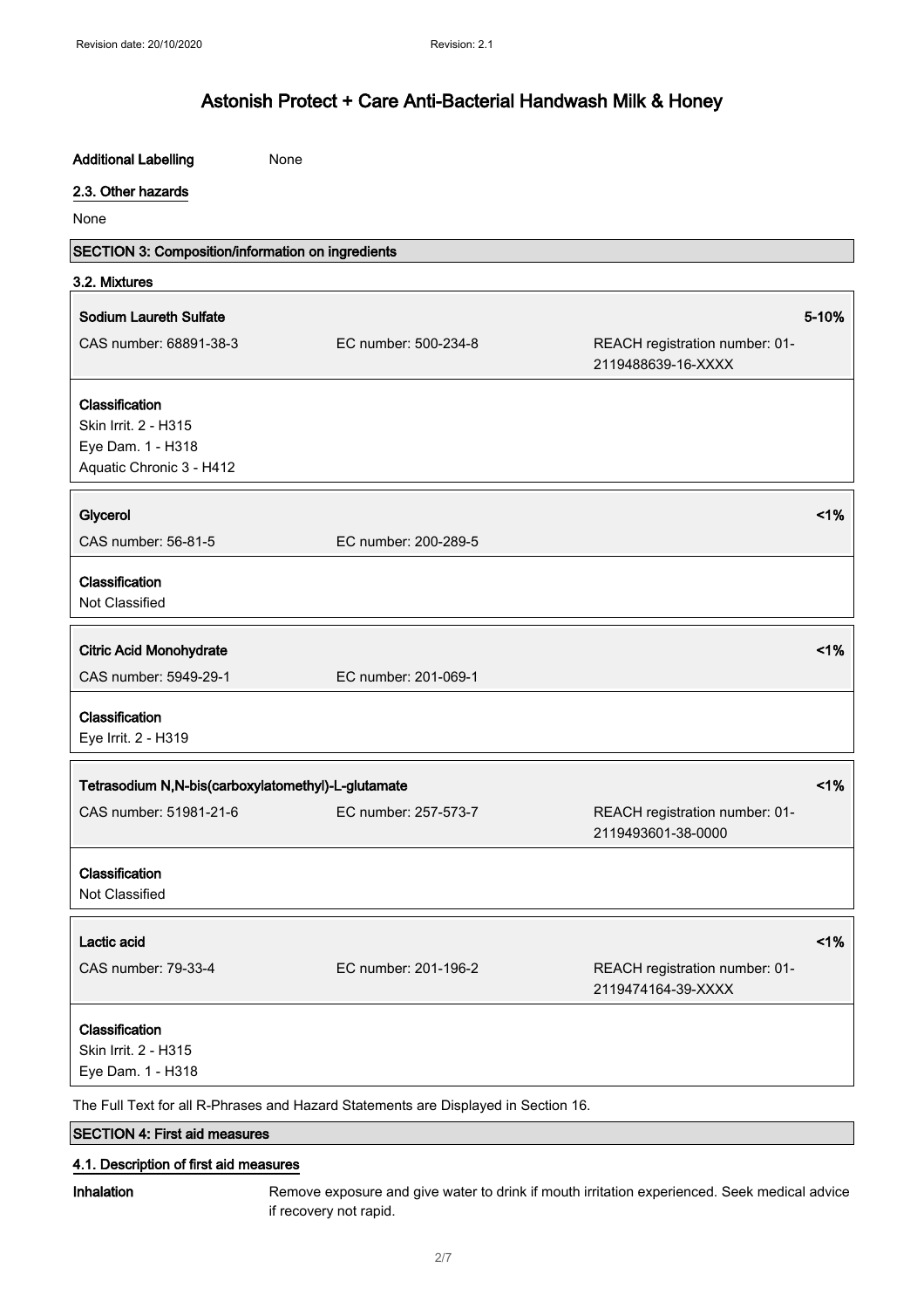**Additional Labelling** None

## 2.3. Other hazards

None

## SECTION 3: Composition/information on ingredients

### 3.2. Mixtures

**Sodium Laureth Sulfate** 5-10%

CAS number: 68891-38-3 | EC number: 500-234-8 | REACH registration number: 01-2119488639-16-XXXX

**Classification**
Skin Irrit. 2 - H315
Eye Dam. 1 - H318
Aquatic Chronic 3 - H412

**Glycerol** <1%

CAS number: 56-81-5 | EC number: 200-289-5

**Classification**
Not Classified

**Citric Acid Monohydrate** <1%

CAS number: 5949-29-1 | EC number: 201-069-1

**Classification**
Eye Irrit. 2 - H319

**Tetrasodium N,N-bis(carboxylatomethyl)-L-glutamate** <1%

CAS number: 51981-21-6 | EC number: 257-573-7 | REACH registration number: 01-2119493601-38-0000

**Classification**
Not Classified

**Lactic acid** <1%

CAS number: 79-33-4 | EC number: 201-196-2 | REACH registration number: 01-2119474164-39-XXXX

**Classification**
Skin Irrit. 2 - H315
Eye Dam. 1 - H318

The Full Text for all R-Phrases and Hazard Statements are Displayed in Section 16.

## SECTION 4: First aid measures

### 4.1. Description of first aid measures

**Inhalation** Remove exposure and give water to drink if mouth irritation experienced. Seek medical advice if recovery not rapid.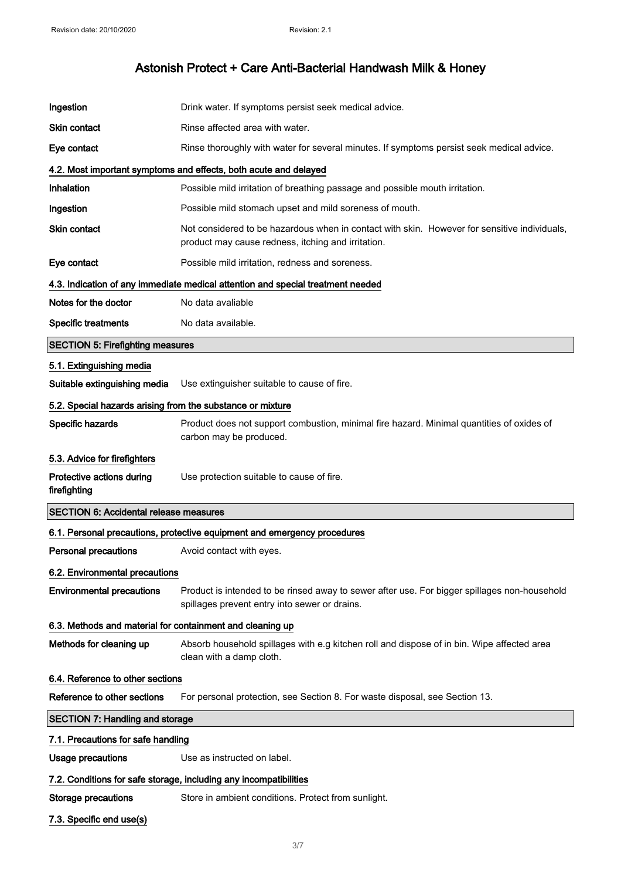| | |
|---|---|
| **Ingestion** | Drink water. If symptoms persist seek medical advice. |
| **Skin contact** | Rinse affected area with water. |
| **Eye contact** | Rinse thoroughly with water for several minutes. If symptoms persist seek medical advice. |

### 4.2. Most important symptoms and effects, both acute and delayed

| | |
|---|---|
| **Inhalation** | Possible mild irritation of breathing passage and possible mouth irritation. |
| **Ingestion** | Possible mild stomach upset and mild soreness of mouth. |
| **Skin contact** | Not considered to be hazardous when in contact with skin. However for sensitive individuals, product may cause redness, itching and irritation. |
| **Eye contact** | Possible mild irritation, redness and soreness. |

### 4.3. Indication of any immediate medical attention and special treatment needed

| | |
|---|---|
| **Notes for the doctor** | No data avaliable |
| **Specific treatments** | No data available. |

## SECTION 5: Firefighting measures

### 5.1. Extinguishing media

| | |
|---|---|
| **Suitable extinguishing media** | Use extinguisher suitable to cause of fire. |

### 5.2. Special hazards arising from the substance or mixture

| | |
|---|---|
| **Specific hazards** | Product does not support combustion, minimal fire hazard. Minimal quantities of oxides of carbon may be produced. |

### 5.3. Advice for firefighters

| | |
|---|---|
| **Protective actions during firefighting** | Use protection suitable to cause of fire. |

## SECTION 6: Accidental release measures

### 6.1. Personal precautions, protective equipment and emergency procedures

| | |
|---|---|
| **Personal precautions** | Avoid contact with eyes. |

### 6.2. Environmental precautions

| | |
|---|---|
| **Environmental precautions** | Product is intended to be rinsed away to sewer after use. For bigger spillages non-household spillages prevent entry into sewer or drains. |

### 6.3. Methods and material for containment and cleaning up

| | |
|---|---|
| **Methods for cleaning up** | Absorb household spillages with e.g kitchen roll and dispose of in bin. Wipe affected area clean with a damp cloth. |

### 6.4. Reference to other sections

| | |
|---|---|
| **Reference to other sections** | For personal protection, see Section 8. For waste disposal, see Section 13. |

## SECTION 7: Handling and storage

### 7.1. Precautions for safe handling

| | |
|---|---|
| **Usage precautions** | Use as instructed on label. |

### 7.2. Conditions for safe storage, including any incompatibilities

| | |
|---|---|
| **Storage precautions** | Store in ambient conditions. Protect from sunlight. |

### 7.3. Specific end use(s)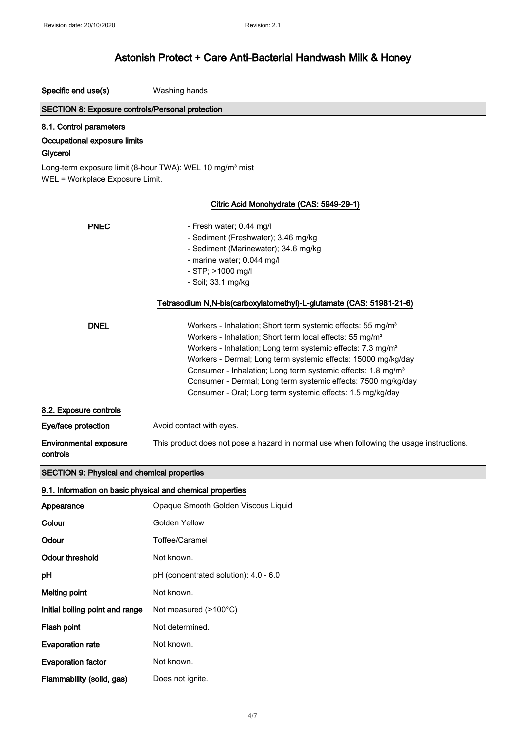| | |
|---|---|
| **Specific end use(s)** | Washing hands |

## SECTION 8: Exposure controls/Personal protection

### 8.1. Control parameters

**Occupational exposure limits**

**Glycerol**

Long-term exposure limit (8-hour TWA): WEL 10 mg/m³ mist
WEL = Workplace Exposure Limit.

**Citric Acid Monohydrate (CAS: 5949-29-1)**

**PNEC**

- Fresh water; 0.44 mg/l
- Sediment (Freshwater); 3.46 mg/kg
- Sediment (Marinewater); 34.6 mg/kg
- marine water; 0.044 mg/l
- STP; >1000 mg/l
- Soil; 33.1 mg/kg

**Tetrasodium N,N-bis(carboxylatomethyl)-L-glutamate (CAS: 51981-21-6)**

**DNEL**

Workers - Inhalation; Short term systemic effects: 55 mg/m³
Workers - Inhalation; Short term local effects: 55 mg/m³
Workers - Inhalation; Long term systemic effects: 7.3 mg/m³
Workers - Dermal; Long term systemic effects: 15000 mg/kg/day
Consumer - Inhalation; Long term systemic effects: 1.8 mg/m³
Consumer - Dermal; Long term systemic effects: 7500 mg/kg/day
Consumer - Oral; Long term systemic effects: 1.5 mg/kg/day

### 8.2. Exposure controls

| | |
|---|---|
| **Eye/face protection** | Avoid contact with eyes. |
| **Environmental exposure controls** | This product does not pose a hazard in normal use when following the usage instructions. |

## SECTION 9: Physical and chemical properties

### 9.1. Information on basic physical and chemical properties

| | |
|---|---|
| **Appearance** | Opaque Smooth Golden Viscous Liquid |
| **Colour** | Golden Yellow |
| **Odour** | Toffee/Caramel |
| **Odour threshold** | Not known. |
| **pH** | pH (concentrated solution): 4.0 - 6.0 |
| **Melting point** | Not known. |
| **Initial boiling point and range** | Not measured (>100°C) |
| **Flash point** | Not determined. |
| **Evaporation rate** | Not known. |
| **Evaporation factor** | Not known. |
| **Flammability (solid, gas)** | Does not ignite. |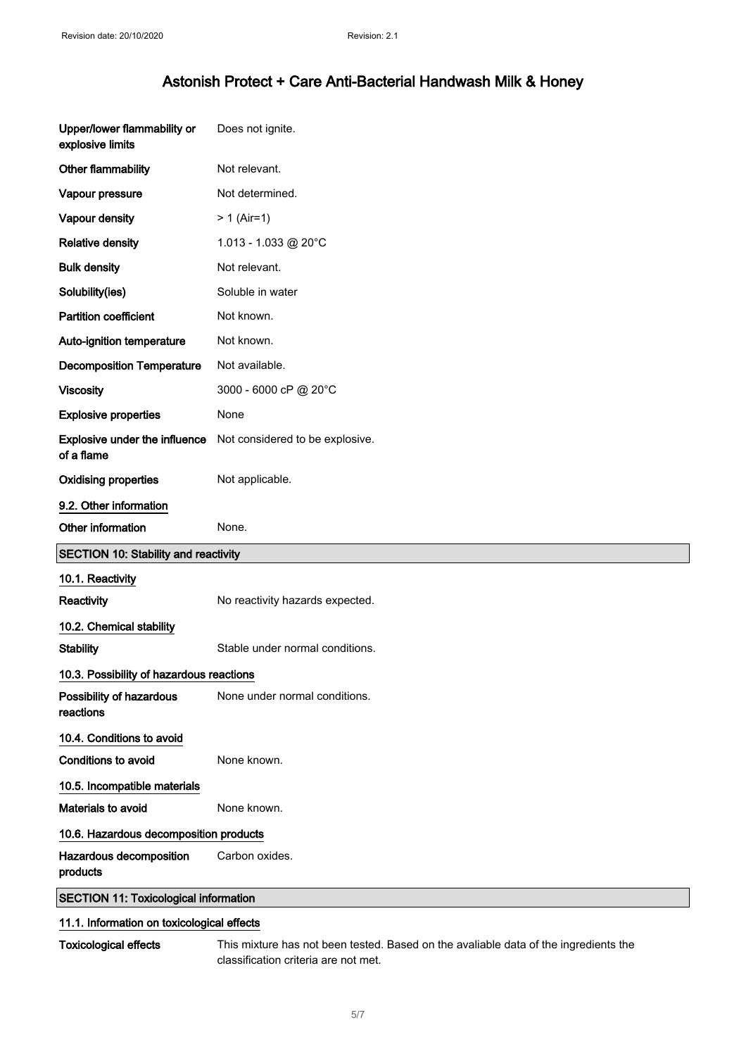| | |
|---|---|
| **Upper/lower flammability or explosive limits** | Does not ignite. |
| **Other flammability** | Not relevant. |
| **Vapour pressure** | Not determined. |
| **Vapour density** | > 1 (Air=1) |
| **Relative density** | 1.013 - 1.033 @ 20°C |
| **Bulk density** | Not relevant. |
| **Solubility(ies)** | Soluble in water |
| **Partition coefficient** | Not known. |
| **Auto-ignition temperature** | Not known. |
| **Decomposition Temperature** | Not available. |
| **Viscosity** | 3000 - 6000 cP @ 20°C |
| **Explosive properties** | None |
| **Explosive under the influence of a flame** | Not considered to be explosive. |
| **Oxidising properties** | Not applicable. |

### 9.2. Other information

| | |
|---|---|
| **Other information** | None. |

## SECTION 10: Stability and reactivity

### 10.1. Reactivity

| | |
|---|---|
| **Reactivity** | No reactivity hazards expected. |

### 10.2. Chemical stability

| | |
|---|---|
| **Stability** | Stable under normal conditions. |

### 10.3. Possibility of hazardous reactions

| | |
|---|---|
| **Possibility of hazardous reactions** | None under normal conditions. |

### 10.4. Conditions to avoid

| | |
|---|---|
| **Conditions to avoid** | None known. |

### 10.5. Incompatible materials

| | |
|---|---|
| **Materials to avoid** | None known. |

### 10.6. Hazardous decomposition products

| | |
|---|---|
| **Hazardous decomposition products** | Carbon oxides. |

## SECTION 11: Toxicological information

### 11.1. Information on toxicological effects

| | |
|---|---|
| **Toxicological effects** | This mixture has not been tested. Based on the avaliable data of the ingredients the classification criteria are not met. |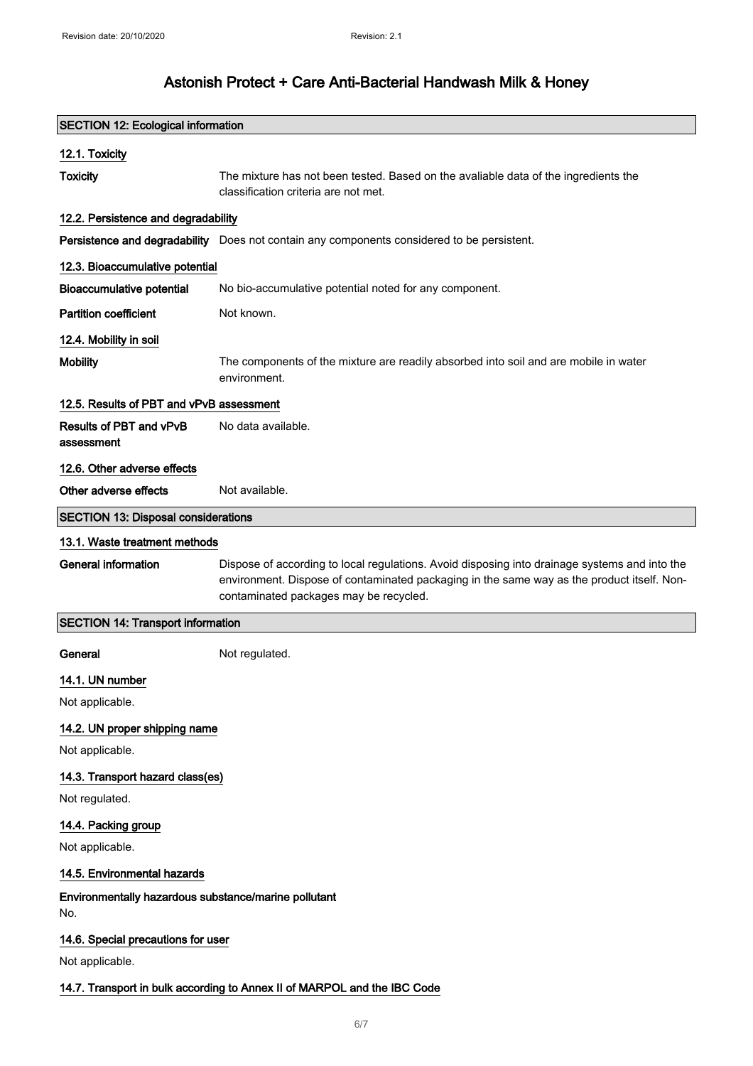# Astonish Protect + Care Anti-Bacterial Handwash Milk & Honey

## SECTION 12: Ecological information

### 12.1. Toxicity

**Toxicity** The mixture has not been tested. Based on the avaliable data of the ingredients the classification criteria are not met.

### 12.2. Persistence and degradability

**Persistence and degradability** Does not contain any components considered to be persistent.

### 12.3. Bioaccumulative potential

**Bioaccumulative potential** No bio-accumulative potential noted for any component.

**Partition coefficient** Not known.

### 12.4. Mobility in soil

**Mobility** The components of the mixture are readily absorbed into soil and are mobile in water environment.

### 12.5. Results of PBT and vPvB assessment

**Results of PBT and vPvB assessment** No data available.

### 12.6. Other adverse effects

**Other adverse effects** Not available.

## SECTION 13: Disposal considerations

### 13.1. Waste treatment methods

**General information** Dispose of according to local regulations. Avoid disposing into drainage systems and into the environment. Dispose of contaminated packaging in the same way as the product itself. Non-contaminated packages may be recycled.

## SECTION 14: Transport information

**General** Not regulated.

### 14.1. UN number

Not applicable.

### 14.2. UN proper shipping name

Not applicable.

### 14.3. Transport hazard class(es)

Not regulated.

### 14.4. Packing group

Not applicable.

### 14.5. Environmental hazards

**Environmentally hazardous substance/marine pollutant**

No.

### 14.6. Special precautions for user

Not applicable.

### 14.7. Transport in bulk according to Annex II of MARPOL and the IBC Code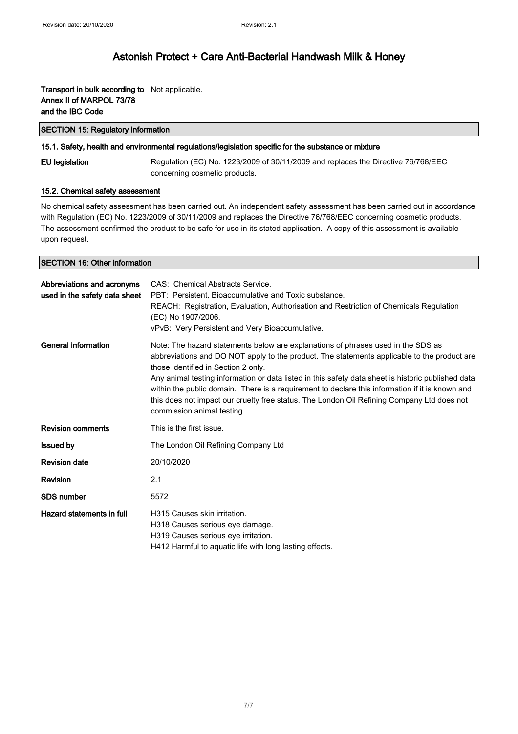| | |
|---|---|
| **Transport in bulk according to Annex II of MARPOL 73/78 and the IBC Code** | Not applicable. |

## SECTION 15: Regulatory information

### 15.1. Safety, health and environmental regulations/legislation specific for the substance or mixture

| | |
|---|---|
| **EU legislation** | Regulation (EC) No. 1223/2009 of 30/11/2009 and replaces the Directive 76/768/EEC concerning cosmetic products. |

### 15.2. Chemical safety assessment

No chemical safety assessment has been carried out. An independent safety assessment has been carried out in accordance with Regulation (EC) No. 1223/2009 of 30/11/2009 and replaces the Directive 76/768/EEC concerning cosmetic products. The assessment confirmed the product to be safe for use in its stated application. A copy of this assessment is available upon request.

## SECTION 16: Other information

| | |
|---|---|
| **Abbreviations and acronyms used in the safety data sheet** | CAS: Chemical Abstracts Service.<br>PBT: Persistent, Bioaccumulative and Toxic substance.<br>REACH: Registration, Evaluation, Authorisation and Restriction of Chemicals Regulation (EC) No 1907/2006.<br>vPvB: Very Persistent and Very Bioaccumulative. |
| **General information** | Note: The hazard statements below are explanations of phrases used in the SDS as abbreviations and DO NOT apply to the product. The statements applicable to the product are those identified in Section 2 only.<br>Any animal testing information or data listed in this safety data sheet is historic published data within the public domain. There is a requirement to declare this information if it is known and this does not impact our cruelty free status. The London Oil Refining Company Ltd does not commission animal testing. |
| **Revision comments** | This is the first issue. |
| **Issued by** | The London Oil Refining Company Ltd |
| **Revision date** | 20/10/2020 |
| **Revision** | 2.1 |
| **SDS number** | 5572 |
| **Hazard statements in full** | H315 Causes skin irritation.<br>H318 Causes serious eye damage.<br>H319 Causes serious eye irritation.<br>H412 Harmful to aquatic life with long lasting effects. |